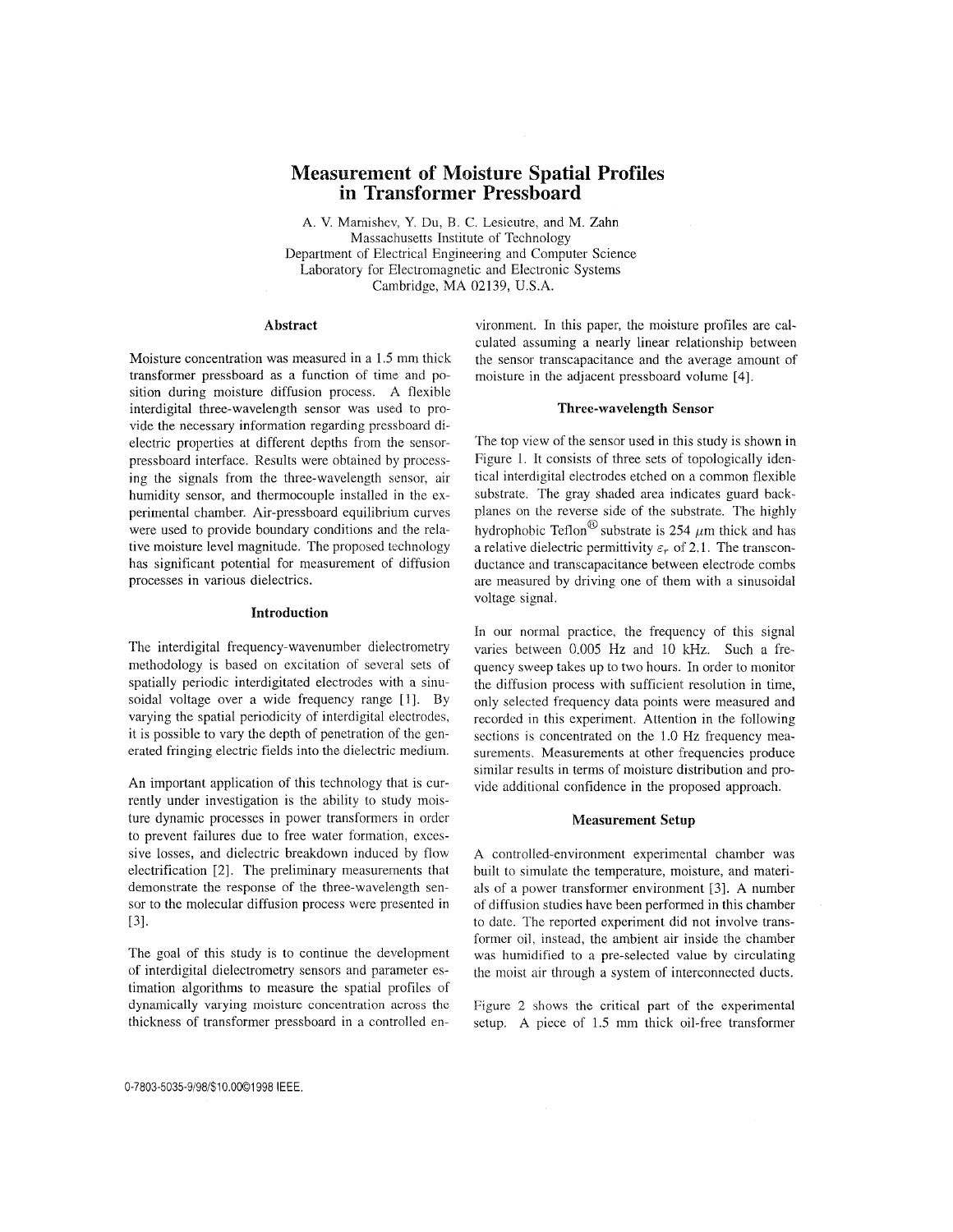# Measurement of Moisture Spatial Profiles in Transformer Pressboard

A. V. Mamishev, Y. Du, B. C. Lesieutre, and M. Zahn
Massachusetts Institute of Technology
Department of Electrical Engineering and Computer Science
Laboratory for Electromagnetic and Electronic Systems
Cambridge, MA 02139, U.S.A.

## Abstract

Moisture concentration was measured in a 1.5 mm thick transformer pressboard as a function of time and position during moisture diffusion process. A flexible interdigital three-wavelength sensor was used to provide the necessary information regarding pressboard dielectric properties at different depths from the sensor-pressboard interface. Results were obtained by processing the signals from the three-wavelength sensor, air humidity sensor, and thermocouple installed in the experimental chamber. Air-pressboard equilibrium curves were used to provide boundary conditions and the relative moisture level magnitude. The proposed technology has significant potential for measurement of diffusion processes in various dielectrics.

## Introduction

The interdigital frequency-wavenumber dielectrometry methodology is based on excitation of several sets of spatially periodic interdigitated electrodes with a sinusoidal voltage over a wide frequency range [1]. By varying the spatial periodicity of interdigital electrodes, it is possible to vary the depth of penetration of the generated fringing electric fields into the dielectric medium.

An important application of this technology that is currently under investigation is the ability to study moisture dynamic processes in power transformers in order to prevent failures due to free water formation, excessive losses, and dielectric breakdown induced by flow electrification [2]. The preliminary measurements that demonstrate the response of the three-wavelength sensor to the molecular diffusion process were presented in [3].

The goal of this study is to continue the development of interdigital dielectrometry sensors and parameter estimation algorithms to measure the spatial profiles of dynamically varying moisture concentration across the thickness of transformer pressboard in a controlled environment. In this paper, the moisture profiles are calculated assuming a nearly linear relationship between the sensor transcapacitance and the average amount of moisture in the adjacent pressboard volume [4].

## Three-wavelength Sensor

The top view of the sensor used in this study is shown in Figure 1. It consists of three sets of topologically identical interdigital electrodes etched on a common flexible substrate. The gray shaded area indicates guard backplanes on the reverse side of the substrate. The highly hydrophobic Teflon® substrate is 254 $\mu$m thick and has a relative dielectric permittivity $\varepsilon_r$ of 2.1. The transconductance and transcapacitance between electrode combs are measured by driving one of them with a sinusoidal voltage signal.

In our normal practice, the frequency of this signal varies between 0.005 Hz and 10 kHz. Such a frequency sweep takes up to two hours. In order to monitor the diffusion process with sufficient resolution in time, only selected frequency data points were measured and recorded in this experiment. Attention in the following sections is concentrated on the 1.0 Hz frequency measurements. Measurements at other frequencies produce similar results in terms of moisture distribution and provide additional confidence in the proposed approach.

## Measurement Setup

A controlled-environment experimental chamber was built to simulate the temperature, moisture, and materials of a power transformer environment [3]. A number of diffusion studies have been performed in this chamber to date. The reported experiment did not involve transformer oil, instead, the ambient air inside the chamber was humidified to a pre-selected value by circulating the moist air through a system of interconnected ducts.

Figure 2 shows the critical part of the experimental setup. A piece of 1.5 mm thick oil-free transformer

0-7803-5035-9/98/$10.00©1998 IEEE.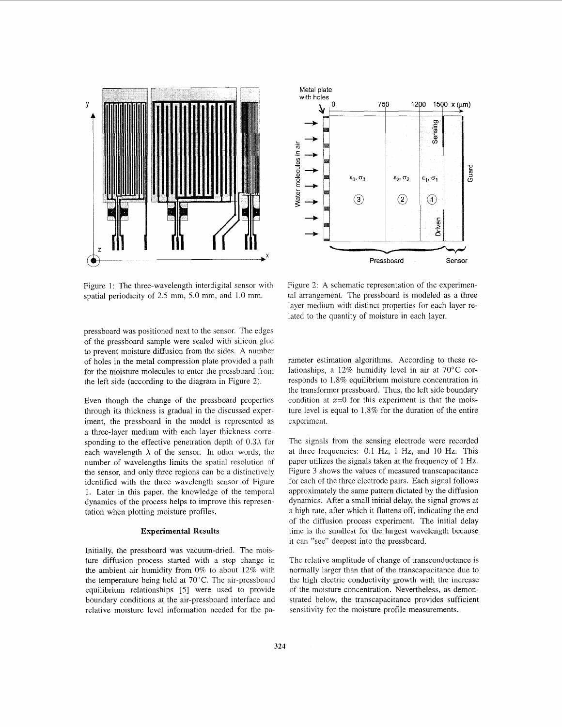Figure 1: The three-wavelength interdigital sensor with spatial periodicity of 2.5 mm, 5.0 mm, and 1.0 mm.

Figure 2: A schematic representation of the experimental arrangement. The pressboard is modeled as a three layer medium with distinct properties for each layer related to the quantity of moisture in each layer.

pressboard was positioned next to the sensor. The edges of the pressboard sample were sealed with silicon glue to prevent moisture diffusion from the sides. A number of holes in the metal compression plate provided a path for the moisture molecules to enter the pressboard from the left side (according to the diagram in Figure 2).

Even though the change of the pressboard properties through its thickness is gradual in the discussed experiment, the pressboard in the model is represented as a three-layer medium with each layer thickness corresponding to the effective penetration depth of $0.3\lambda$ for each wavelength $\lambda$ of the sensor. In other words, the number of wavelengths limits the spatial resolution of the sensor, and only three regions can be a distinctively identified with the three wavelength sensor of Figure 1. Later in this paper, the knowledge of the temporal dynamics of the process helps to improve this representation when plotting moisture profiles.

## Experimental Results

Initially, the pressboard was vacuum-dried. The moisture diffusion process started with a step change in the ambient air humidity from 0% to about 12% with the temperature being held at 70°C. The air-pressboard equilibrium relationships [5] were used to provide boundary conditions at the air-pressboard interface and relative moisture level information needed for the parameter estimation algorithms. According to these relationships, a 12% humidity level in air at 70°C corresponds to 1.8% equilibrium moisture concentration in the transformer pressboard. Thus, the left side boundary condition at $x$=0 for this experiment is that the moisture level is equal to 1.8% for the duration of the entire experiment.

The signals from the sensing electrode were recorded at three frequencies: 0.1 Hz, 1 Hz, and 10 Hz. This paper utilizes the signals taken at the frequency of 1 Hz. Figure 3 shows the values of measured transcapacitance for each of the three electrode pairs. Each signal follows approximately the same pattern dictated by the diffusion dynamics. After a small initial delay, the signal grows at a high rate, after which it flattens off, indicating the end of the diffusion process experiment. The initial delay time is the smallest for the largest wavelength because it can "see" deepest into the pressboard.

The relative amplitude of change of transconductance is normally larger than that of the transcapacitance due to the high electric conductivity growth with the increase of the moisture concentration. Nevertheless, as demonstrated below, the transcapacitance provides sufficient sensitivity for the moisture profile measurements.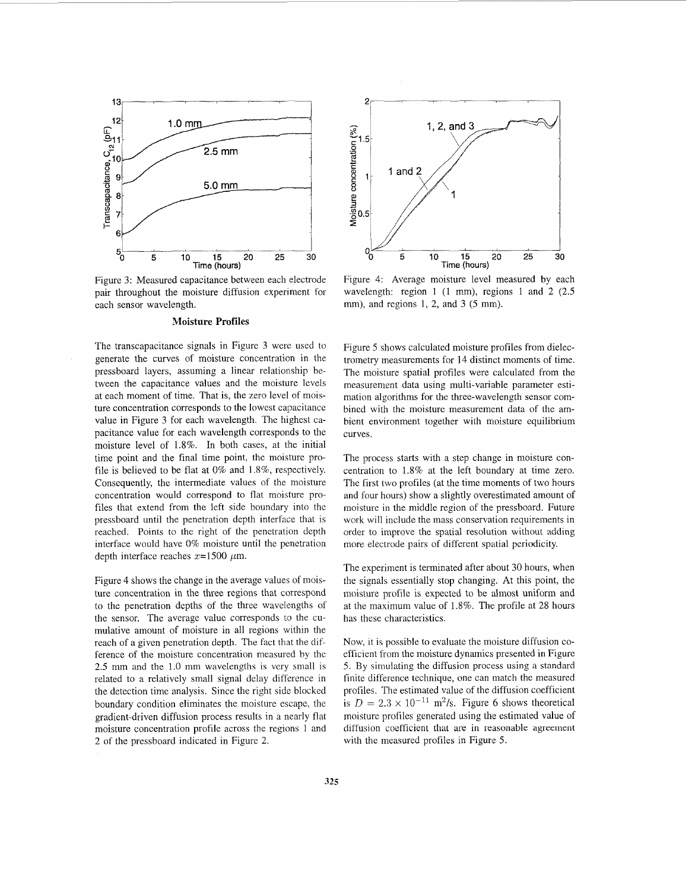Figure 3: Measured capacitance between each electrode pair throughout the moisture diffusion experiment for each sensor wavelength.

Figure 4: Average moisture level measured by each wavelength: region 1 (1 mm), regions 1 and 2 (2.5 mm), and regions 1, 2, and 3 (5 mm).

### Moisture Profiles

The transcapacitance signals in Figure 3 were used to generate the curves of moisture concentration in the pressboard layers, assuming a linear relationship between the capacitance values and the moisture levels at each moment of time. That is, the zero level of moisture concentration corresponds to the lowest capacitance value in Figure 3 for each wavelength. The highest capacitance value for each wavelength corresponds to the moisture level of 1.8%. In both cases, at the initial time point and the final time point, the moisture profile is believed to be flat at 0% and 1.8%, respectively. Consequently, the intermediate values of the moisture concentration would correspond to flat moisture profiles that extend from the left side boundary into the pressboard until the penetration depth interface that is reached. Points to the right of the penetration depth interface would have 0% moisture until the penetration depth interface reaches $x$=1500 $\mu$m.

Figure 4 shows the change in the average values of moisture concentration in the three regions that correspond to the penetration depths of the three wavelengths of the sensor. The average value corresponds to the cumulative amount of moisture in all regions within the reach of a given penetration depth. The fact that the difference of the moisture concentration measured by the 2.5 mm and the 1.0 mm wavelengths is very small is related to a relatively small signal delay difference in the detection time analysis. Since the right side blocked boundary condition eliminates the moisture escape, the gradient-driven diffusion process results in a nearly flat moisture concentration profile across the regions 1 and 2 of the pressboard indicated in Figure 2.

Figure 5 shows calculated moisture profiles from dielectrometry measurements for 14 distinct moments of time. The moisture spatial profiles were calculated from the measurement data using multi-variable parameter estimation algorithms for the three-wavelength sensor combined with the moisture measurement data of the ambient environment together with moisture equilibrium curves.

The process starts with a step change in moisture concentration to 1.8% at the left boundary at time zero. The first two profiles (at the time moments of two hours and four hours) show a slightly overestimated amount of moisture in the middle region of the pressboard. Future work will include the mass conservation requirements in order to improve the spatial resolution without adding more electrode pairs of different spatial periodicity.

The experiment is terminated after about 30 hours, when the signals essentially stop changing. At this point, the moisture profile is expected to be almost uniform and at the maximum value of 1.8%. The profile at 28 hours has these characteristics.

Now, it is possible to evaluate the moisture diffusion coefficient from the moisture dynamics presented in Figure 5. By simulating the diffusion process using a standard finite difference technique, one can match the measured profiles. The estimated value of the diffusion coefficient is $D = 2.3 \times 10^{-11}$ m$^2$/s. Figure 6 shows theoretical moisture profiles generated using the estimated value of diffusion coefficient that are in reasonable agreement with the measured profiles in Figure 5.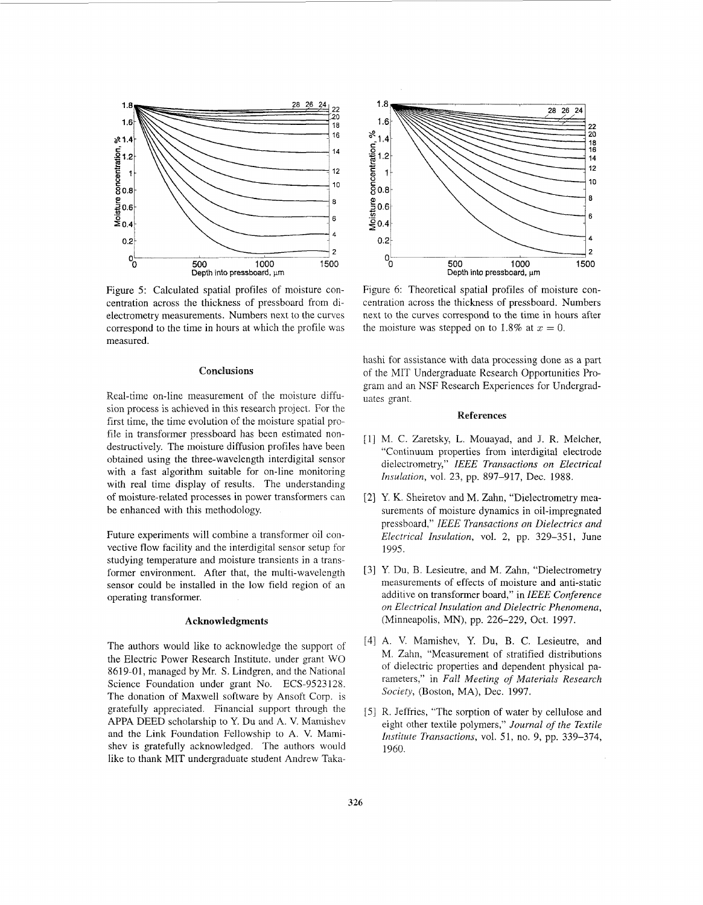1.8
1.6
1.4
1.2
1
0.8
0.6
0.4
0.2
0
Moisture concentration, %
0
500
1000
1500
Depth into pressboard, μm
28 26 24
22
20
18
16
14
12
10
8
6
4
2

Figure 5: Calculated spatial profiles of moisture concentration across the thickness of pressboard from dielectrometry measurements. Numbers next to the curves correspond to the time in hours at which the profile was measured.

1.8
1.6
1.4
1.2
1
0.8
0.6
0.4
0.2
0
Moisture concentration, %
0
500
1000
1500
Depth into pressboard, μm
28 26 24
22
20
18
16
14
12
10
8
6
4
2

Figure 6: Theoretical spatial profiles of moisture concentration across the thickness of pressboard. Numbers next to the curves correspond to the time in hours after the moisture was stepped on to 1.8% at $x = 0$.

## Conclusions

Real-time on-line measurement of the moisture diffusion process is achieved in this research project. For the first time, the time evolution of the moisture spatial profile in transformer pressboard has been estimated non-destructively. The moisture diffusion profiles have been obtained using the three-wavelength interdigital sensor with a fast algorithm suitable for on-line monitoring with real time display of results. The understanding of moisture-related processes in power transformers can be enhanced with this methodology.

Future experiments will combine a transformer oil convective flow facility and the interdigital sensor setup for studying temperature and moisture transients in a transformer environment. After that, the multi-wavelength sensor could be installed in the low field region of an operating transformer.

## Acknowledgments

The authors would like to acknowledge the support of the Electric Power Research Institute, under grant WO 8619-01, managed by Mr. S. Lindgren, and the National Science Foundation under grant No. ECS-9523128. The donation of Maxwell software by Ansoft Corp. is gratefully appreciated. Financial support through the APPA DEED scholarship to Y. Du and A. V. Mamishev and the Link Foundation Fellowship to A. V. Mamishev is gratefully acknowledged. The authors would like to thank MIT undergraduate student Andrew Takahashi for assistance with data processing done as a part of the MIT Undergraduate Research Opportunities Program and an NSF Research Experiences for Undergraduates grant.

## References

[1] M. C. Zaretsky, L. Mouayad, and J. R. Melcher, "Continuum properties from interdigital electrode dielectrometry," *IEEE Transactions on Electrical Insulation*, vol. 23, pp. 897–917, Dec. 1988.

[2] Y. K. Sheiretov and M. Zahn, "Dielectrometry measurements of moisture dynamics in oil-impregnated pressboard," *IEEE Transactions on Dielectrics and Electrical Insulation*, vol. 2, pp. 329–351, June 1995.

[3] Y. Du, B. Lesieutre, and M. Zahn, "Dielectrometry measurements of effects of moisture and anti-static additive on transformer board," in *IEEE Conference on Electrical Insulation and Dielectric Phenomena*, (Minneapolis, MN), pp. 226–229, Oct. 1997.

[4] A. V. Mamishev, Y. Du, B. C. Lesieutre, and M. Zahn, "Measurement of stratified distributions of dielectric properties and dependent physical parameters," in *Fall Meeting of Materials Research Society*, (Boston, MA), Dec. 1997.

[5] R. Jeffries, "The sorption of water by cellulose and eight other textile polymers," *Journal of the Textile Institute Transactions*, vol. 51, no. 9, pp. 339–374, 1960.